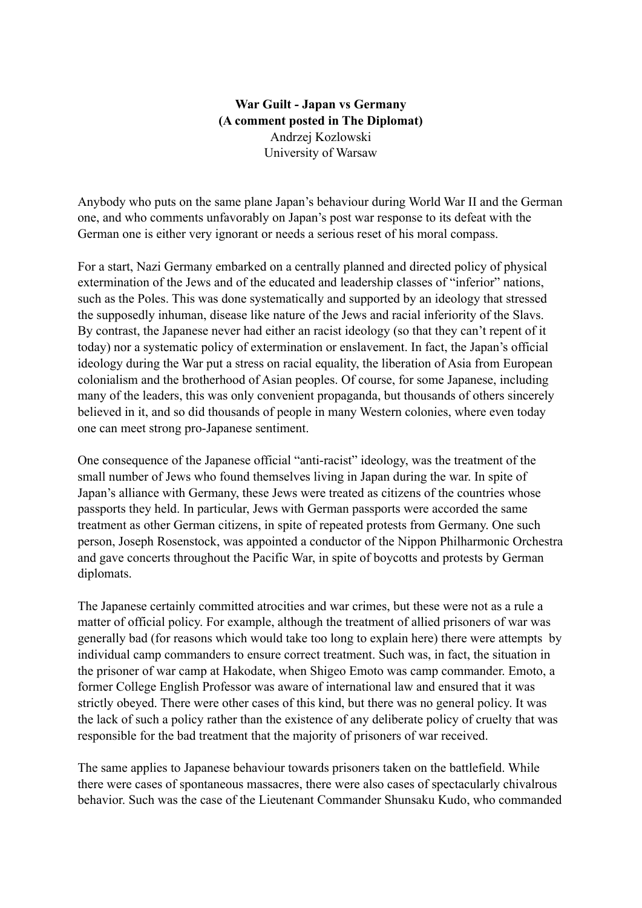**War Guilt - Japan vs Germany**
**(A comment posted in The Diplomat)**
Andrzej Kozlowski
University of Warsaw

Anybody who puts on the same plane Japan's behaviour during World War II and the German one, and who comments unfavorably on Japan's post war response to its defeat with the German one is either very ignorant or needs a serious reset of his moral compass.

For a start, Nazi Germany embarked on a centrally planned and directed policy of physical extermination of the Jews and of the educated and leadership classes of "inferior" nations, such as the Poles. This was done systematically and supported by an ideology that stressed the supposedly inhuman, disease like nature of the Jews and racial inferiority of the Slavs. By contrast, the Japanese never had either an racist ideology (so that they can't repent of it today) nor a systematic policy of extermination or enslavement. In fact, the Japan's official ideology during the War put a stress on racial equality, the liberation of Asia from European colonialism and the brotherhood of Asian peoples. Of course, for some Japanese, including many of the leaders, this was only convenient propaganda, but thousands of others sincerely believed in it, and so did thousands of people in many Western colonies, where even today one can meet strong pro-Japanese sentiment.

One consequence of the Japanese official "anti-racist" ideology, was the treatment of the small number of Jews who found themselves living in Japan during the war. In spite of Japan's alliance with Germany, these Jews were treated as citizens of the countries whose passports they held. In particular, Jews with German passports were accorded the same treatment as other German citizens, in spite of repeated protests from Germany. One such person, Joseph Rosenstock, was appointed a conductor of the Nippon Philharmonic Orchestra and gave concerts throughout the Pacific War, in spite of boycotts and protests by German diplomats.

The Japanese certainly committed atrocities and war crimes, but these were not as a rule a matter of official policy. For example, although the treatment of allied prisoners of war was generally bad (for reasons which would take too long to explain here) there were attempts by individual camp commanders to ensure correct treatment. Such was, in fact, the situation in the prisoner of war camp at Hakodate, when Shigeo Emoto was camp commander. Emoto, a former College English Professor was aware of international law and ensured that it was strictly obeyed. There were other cases of this kind, but there was no general policy. It was the lack of such a policy rather than the existence of any deliberate policy of cruelty that was responsible for the bad treatment that the majority of prisoners of war received.

The same applies to Japanese behaviour towards prisoners taken on the battlefield. While there were cases of spontaneous massacres, there were also cases of spectacularly chivalrous behavior. Such was the case of the Lieutenant Commander Shunsaku Kudo, who commanded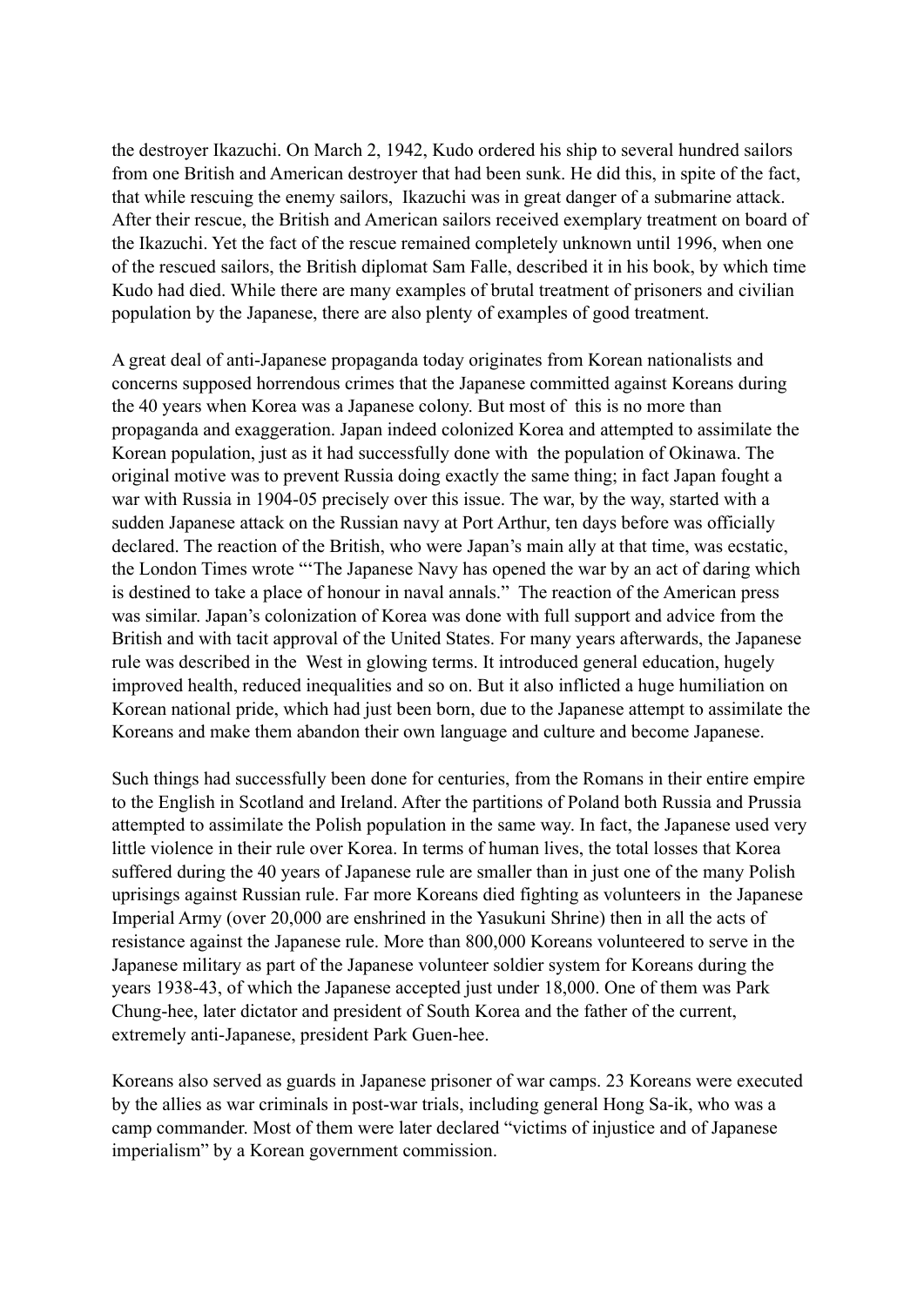the destroyer Ikazuchi. On March 2, 1942, Kudo ordered his ship to several hundred sailors from one British and American destroyer that had been sunk. He did this, in spite of the fact, that while rescuing the enemy sailors, Ikazuchi was in great danger of a submarine attack. After their rescue, the British and American sailors received exemplary treatment on board of the Ikazuchi. Yet the fact of the rescue remained completely unknown until 1996, when one of the rescued sailors, the British diplomat Sam Falle, described it in his book, by which time Kudo had died. While there are many examples of brutal treatment of prisoners and civilian population by the Japanese, there are also plenty of examples of good treatment.

A great deal of anti-Japanese propaganda today originates from Korean nationalists and concerns supposed horrendous crimes that the Japanese committed against Koreans during the 40 years when Korea was a Japanese colony. But most of this is no more than propaganda and exaggeration. Japan indeed colonized Korea and attempted to assimilate the Korean population, just as it had successfully done with the population of Okinawa. The original motive was to prevent Russia doing exactly the same thing; in fact Japan fought a war with Russia in 1904-05 precisely over this issue. The war, by the way, started with a sudden Japanese attack on the Russian navy at Port Arthur, ten days before was officially declared. The reaction of the British, who were Japan's main ally at that time, was ecstatic, the London Times wrote "'The Japanese Navy has opened the war by an act of daring which is destined to take a place of honour in naval annals." The reaction of the American press was similar. Japan's colonization of Korea was done with full support and advice from the British and with tacit approval of the United States. For many years afterwards, the Japanese rule was described in the West in glowing terms. It introduced general education, hugely improved health, reduced inequalities and so on. But it also inflicted a huge humiliation on Korean national pride, which had just been born, due to the Japanese attempt to assimilate the Koreans and make them abandon their own language and culture and become Japanese.

Such things had successfully been done for centuries, from the Romans in their entire empire to the English in Scotland and Ireland. After the partitions of Poland both Russia and Prussia attempted to assimilate the Polish population in the same way. In fact, the Japanese used very little violence in their rule over Korea. In terms of human lives, the total losses that Korea suffered during the 40 years of Japanese rule are smaller than in just one of the many Polish uprisings against Russian rule. Far more Koreans died fighting as volunteers in the Japanese Imperial Army (over 20,000 are enshrined in the Yasukuni Shrine) then in all the acts of resistance against the Japanese rule. More than 800,000 Koreans volunteered to serve in the Japanese military as part of the Japanese volunteer soldier system for Koreans during the years 1938-43, of which the Japanese accepted just under 18,000. One of them was Park Chung-hee, later dictator and president of South Korea and the father of the current, extremely anti-Japanese, president Park Guen-hee.

Koreans also served as guards in Japanese prisoner of war camps. 23 Koreans were executed by the allies as war criminals in post-war trials, including general Hong Sa-ik, who was a camp commander. Most of them were later declared "victims of injustice and of Japanese imperialism" by a Korean government commission.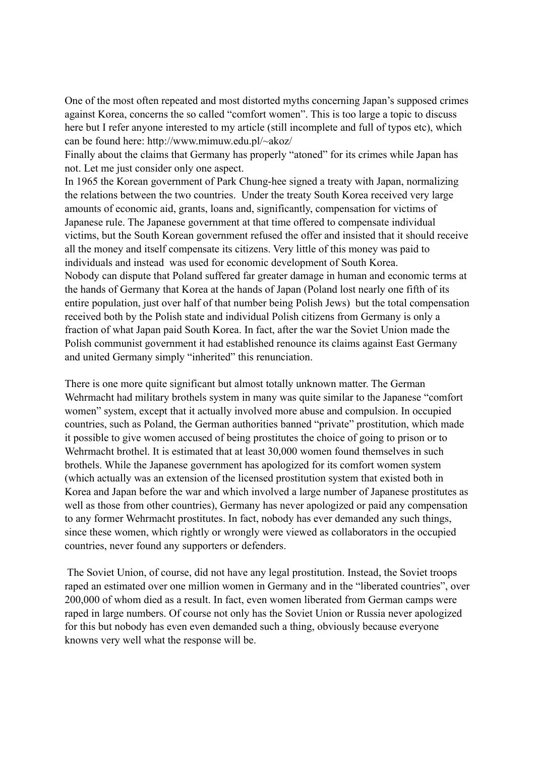One of the most often repeated and most distorted myths concerning Japan's supposed crimes against Korea, concerns the so called "comfort women". This is too large a topic to discuss here but I refer anyone interested to my article (still incomplete and full of typos etc), which can be found here: http://www.mimuw.edu.pl/~akoz/

Finally about the claims that Germany has properly "atoned" for its crimes while Japan has not. Let me just consider only one aspect.

In 1965 the Korean government of Park Chung-hee signed a treaty with Japan, normalizing the relations between the two countries. Under the treaty South Korea received very large amounts of economic aid, grants, loans and, significantly, compensation for victims of Japanese rule. The Japanese government at that time offered to compensate individual victims, but the South Korean government refused the offer and insisted that it should receive all the money and itself compensate its citizens. Very little of this money was paid to individuals and instead was used for economic development of South Korea.

Nobody can dispute that Poland suffered far greater damage in human and economic terms at the hands of Germany that Korea at the hands of Japan (Poland lost nearly one fifth of its entire population, just over half of that number being Polish Jews) but the total compensation received both by the Polish state and individual Polish citizens from Germany is only a fraction of what Japan paid South Korea. In fact, after the war the Soviet Union made the Polish communist government it had established renounce its claims against East Germany and united Germany simply "inherited" this renunciation.

There is one more quite significant but almost totally unknown matter. The German Wehrmacht had military brothels system in many was quite similar to the Japanese "comfort women" system, except that it actually involved more abuse and compulsion. In occupied countries, such as Poland, the German authorities banned "private" prostitution, which made it possible to give women accused of being prostitutes the choice of going to prison or to Wehrmacht brothel. It is estimated that at least 30,000 women found themselves in such brothels. While the Japanese government has apologized for its comfort women system (which actually was an extension of the licensed prostitution system that existed both in Korea and Japan before the war and which involved a large number of Japanese prostitutes as well as those from other countries), Germany has never apologized or paid any compensation to any former Wehrmacht prostitutes. In fact, nobody has ever demanded any such things, since these women, which rightly or wrongly were viewed as collaborators in the occupied countries, never found any supporters or defenders.

The Soviet Union, of course, did not have any legal prostitution. Instead, the Soviet troops raped an estimated over one million women in Germany and in the "liberated countries", over 200,000 of whom died as a result. In fact, even women liberated from German camps were raped in large numbers. Of course not only has the Soviet Union or Russia never apologized for this but nobody has even even demanded such a thing, obviously because everyone knowns very well what the response will be.